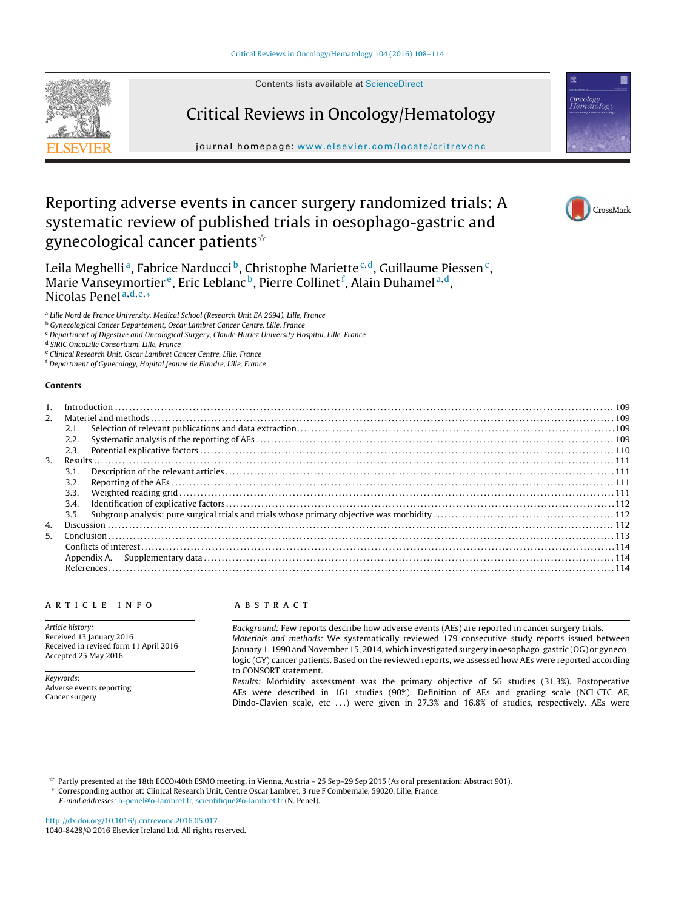# Reporting adverse events in cancer surgery randomized trials: A systematic review of published trials in oesophago-gastric and gynecological cancer patients[☆]

Leila Meghelli[a], Fabrice Narducci[b], Christophe Mariette[c,d], Guillaume Piessen[c], Marie Vanseymortier[e], Eric Leblanc[b], Pierre Collinet[f], Alain Duhamel[a,d], Nicolas Penel[a,d,e,*]

[a] Lille Nord de France University, Medical School (Research Unit EA 2694), Lille, France
[b] Gynecological Cancer Departement, Oscar Lambret Cancer Centre, Lille, France
[c] Department of Digestive and Oncological Surgery, Claude Huriez University Hospital, Lille, France
[d] SIRIC OncoLille Consortium, Lille, France
[e] Clinical Research Unit, Oscar Lambret Cancer Centre, Lille, France
[f] Department of Gynecology, Hopital Jeanne de Flandre, Lille, France

## Contents

1. Introduction ..... 109
2. Materiel and methods ..... 109
   - 2.1. Selection of relevant publications and data extraction ..... 109
   - 2.2. Systematic analysis of the reporting of AEs ..... 109
   - 2.3. Potential explicative factors ..... 110
3. Results ..... 111
   - 3.1. Description of the relevant articles ..... 111
   - 3.2. Reporting of the AEs ..... 111
   - 3.3. Weighted reading grid ..... 111
   - 3.4. Identification of explicative factors ..... 112
   - 3.5. Subgroup analysis: pure surgical trials and trials whose primary objective was morbidity ..... 112
4. Discussion ..... 112
5. Conclusion ..... 113

Conflicts of interest ..... 114
Appendix A. Supplementary data ..... 114
References ..... 114

## ARTICLE INFO

*Article history:*
Received 13 January 2016
Received in revised form 11 April 2016
Accepted 25 May 2016

*Keywords:*
Adverse events reporting
Cancer surgery

## ABSTRACT

*Background:* Few reports describe how adverse events (AEs) are reported in cancer surgery trials.

*Materials and methods:* We systematically reviewed 179 consecutive study reports issued between January 1, 1990 and November 15, 2014, which investigated surgery in oesophago-gastric (OG) or gynecologic (GY) cancer patients. Based on the reviewed reports, we assessed how AEs were reported according to CONSORT statement.

*Results:* Morbidity assessment was the primary objective of 56 studies (31.3%). Postoperative AEs were described in 161 studies (90%). Definition of AEs and grading scale (NCI-CTC AE, Dindo-Clavien scale, etc ...) were given in 27.3% and 16.8% of studies, respectively. AEs were

---

[☆] Partly presented at the 18th ECCO/40th ESMO meeting, in Vienna, Austria – 25 Sep–29 Sep 2015 (As oral presentation; Abstract 901).
[*] Corresponding author at: Clinical Research Unit, Centre Oscar Lambret, 3 rue F Combemale, 59020, Lille, France.
*E-mail addresses:* n-penel@o-lambret.fr, scientifique@o-lambret.fr (N. Penel).

http://dx.doi.org/10.1016/j.critrevonc.2016.05.017
1040-8428/© 2016 Elsevier Ireland Ltd. All rights reserved.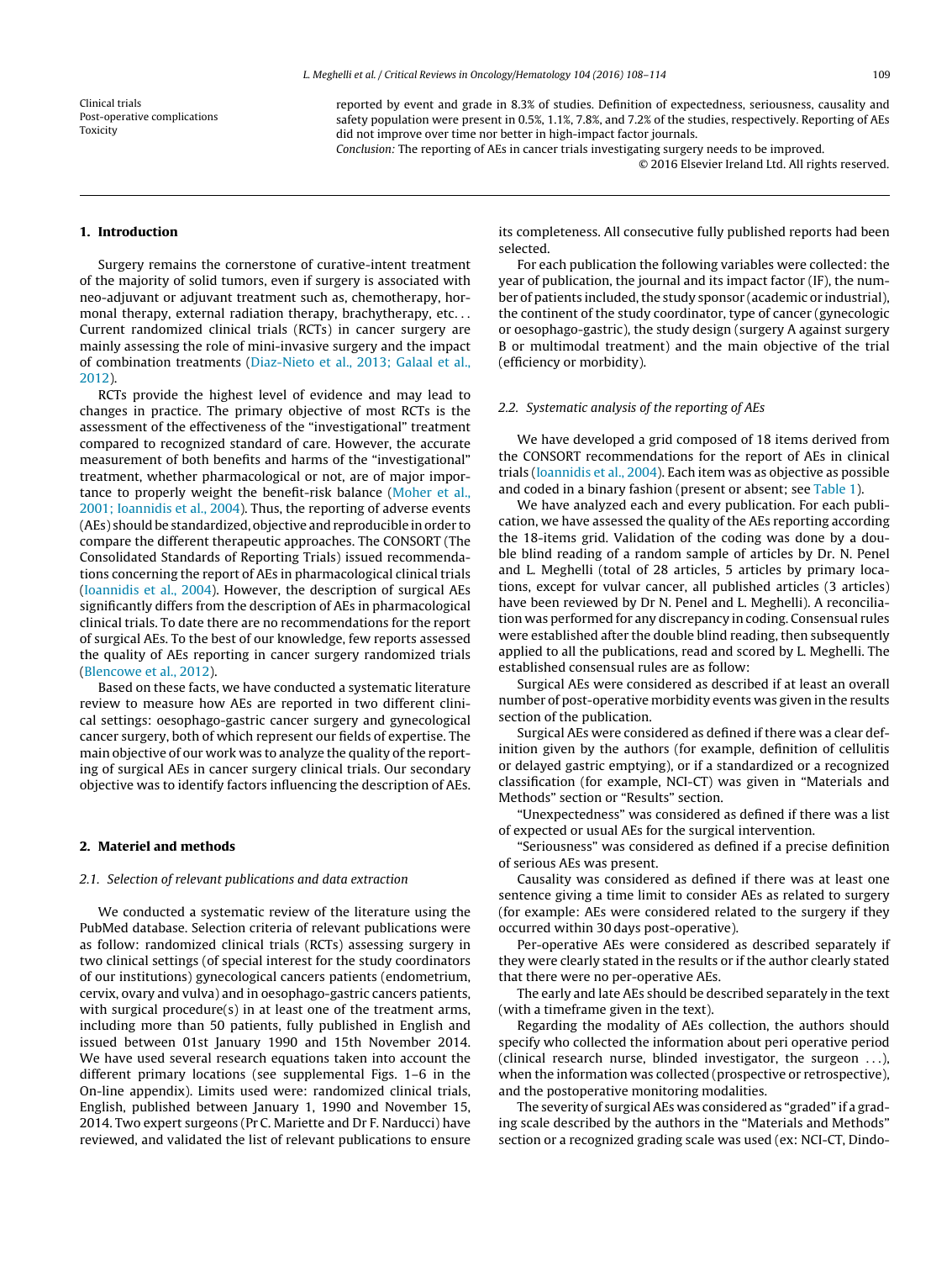Clinical trials
Post-operative complications
Toxicity

reported by event and grade in 8.3% of studies. Definition of expectedness, seriousness, causality and safety population were present in 0.5%, 1.1%, 7.8%, and 7.2% of the studies, respectively. Reporting of AEs did not improve over time nor better in high-impact factor journals.

*Conclusion:* The reporting of AEs in cancer trials investigating surgery needs to be improved.

© 2016 Elsevier Ireland Ltd. All rights reserved.

## 1. Introduction

Surgery remains the cornerstone of curative-intent treatment of the majority of solid tumors, even if surgery is associated with neo-adjuvant or adjuvant treatment such as, chemotherapy, hormonal therapy, external radiation therapy, brachytherapy, etc... Current randomized clinical trials (RCTs) in cancer surgery are mainly assessing the role of mini-invasive surgery and the impact of combination treatments (Diaz-Nieto et al., 2013; Galaal et al., 2012).

RCTs provide the highest level of evidence and may lead to changes in practice. The primary objective of most RCTs is the assessment of the effectiveness of the "investigational" treatment compared to recognized standard of care. However, the accurate measurement of both benefits and harms of the "investigational" treatment, whether pharmacological or not, are of major importance to properly weight the benefit-risk balance (Moher et al., 2001; Ioannidis et al., 2004). Thus, the reporting of adverse events (AEs) should be standardized, objective and reproducible in order to compare the different therapeutic approaches. The CONSORT (The Consolidated Standards of Reporting Trials) issued recommendations concerning the report of AEs in pharmacological clinical trials (Ioannidis et al., 2004). However, the description of surgical AEs significantly differs from the description of AEs in pharmacological clinical trials. To date there are no recommendations for the report of surgical AEs. To the best of our knowledge, few reports assessed the quality of AEs reporting in cancer surgery randomized trials (Blencowe et al., 2012).

Based on these facts, we have conducted a systematic literature review to measure how AEs are reported in two different clinical settings: oesophago-gastric cancer surgery and gynecological cancer surgery, both of which represent our fields of expertise. The main objective of our work was to analyze the quality of the reporting of surgical AEs in cancer surgery clinical trials. Our secondary objective was to identify factors influencing the description of AEs.

## 2. Materiel and methods

### 2.1. Selection of relevant publications and data extraction

We conducted a systematic review of the literature using the PubMed database. Selection criteria of relevant publications were as follow: randomized clinical trials (RCTs) assessing surgery in two clinical settings (of special interest for the study coordinators of our institutions) gynecological cancers patients (endometrium, cervix, ovary and vulva) and in oesophago-gastric cancers patients, with surgical procedure(s) in at least one of the treatment arms, including more than 50 patients, fully published in English and issued between 01st January 1990 and 15th November 2014. We have used several research equations taken into account the different primary locations (see supplemental Figs. 1–6 in the On-line appendix). Limits used were: randomized clinical trials, English, published between January 1, 1990 and November 15, 2014. Two expert surgeons (Pr C. Mariette and Dr F. Narducci) have reviewed, and validated the list of relevant publications to ensure its completeness. All consecutive fully published reports had been selected.

For each publication the following variables were collected: the year of publication, the journal and its impact factor (IF), the number of patients included, the study sponsor (academic or industrial), the continent of the study coordinator, type of cancer (gynecologic or oesophago-gastric), the study design (surgery A against surgery B or multimodal treatment) and the main objective of the trial (efficiency or morbidity).

### 2.2. Systematic analysis of the reporting of AEs

We have developed a grid composed of 18 items derived from the CONSORT recommendations for the report of AEs in clinical trials (Ioannidis et al., 2004). Each item was as objective as possible and coded in a binary fashion (present or absent; see Table 1).

We have analyzed each and every publication. For each publication, we have assessed the quality of the AEs reporting according the 18-items grid. Validation of the coding was done by a double blind reading of a random sample of articles by Dr. N. Penel and L. Meghelli (total of 28 articles, 5 articles by primary locations, except for vulvar cancer, all published articles (3 articles) have been reviewed by Dr N. Penel and L. Meghelli). A reconciliation was performed for any discrepancy in coding. Consensual rules were established after the double blind reading, then subsequently applied to all the publications, read and scored by L. Meghelli. The established consensual rules are as follow:

Surgical AEs were considered as described if at least an overall number of post-operative morbidity events was given in the results section of the publication.

Surgical AEs were considered as defined if there was a clear definition given by the authors (for example, definition of cellulitis or delayed gastric emptying), or if a standardized or a recognized classification (for example, NCI-CT) was given in "Materials and Methods" section or "Results" section.

"Unexpectedness" was considered as defined if there was a list of expected or usual AEs for the surgical intervention.

"Seriousness" was considered as defined if a precise definition of serious AEs was present.

Causality was considered as defined if there was at least one sentence giving a time limit to consider AEs as related to surgery (for example: AEs were considered related to the surgery if they occurred within 30 days post-operative).

Per-operative AEs were considered as described separately if they were clearly stated in the results or if the author clearly stated that there were no per-operative AEs.

The early and late AEs should be described separately in the text (with a timeframe given in the text).

Regarding the modality of AEs collection, the authors should specify who collected the information about peri operative period (clinical research nurse, blinded investigator, the surgeon ...), when the information was collected (prospective or retrospective), and the postoperative monitoring modalities.

The severity of surgical AEs was considered as "graded" if a grading scale described by the authors in the "Materials and Methods" section or a recognized grading scale was used (ex: NCI-CT, Dindo-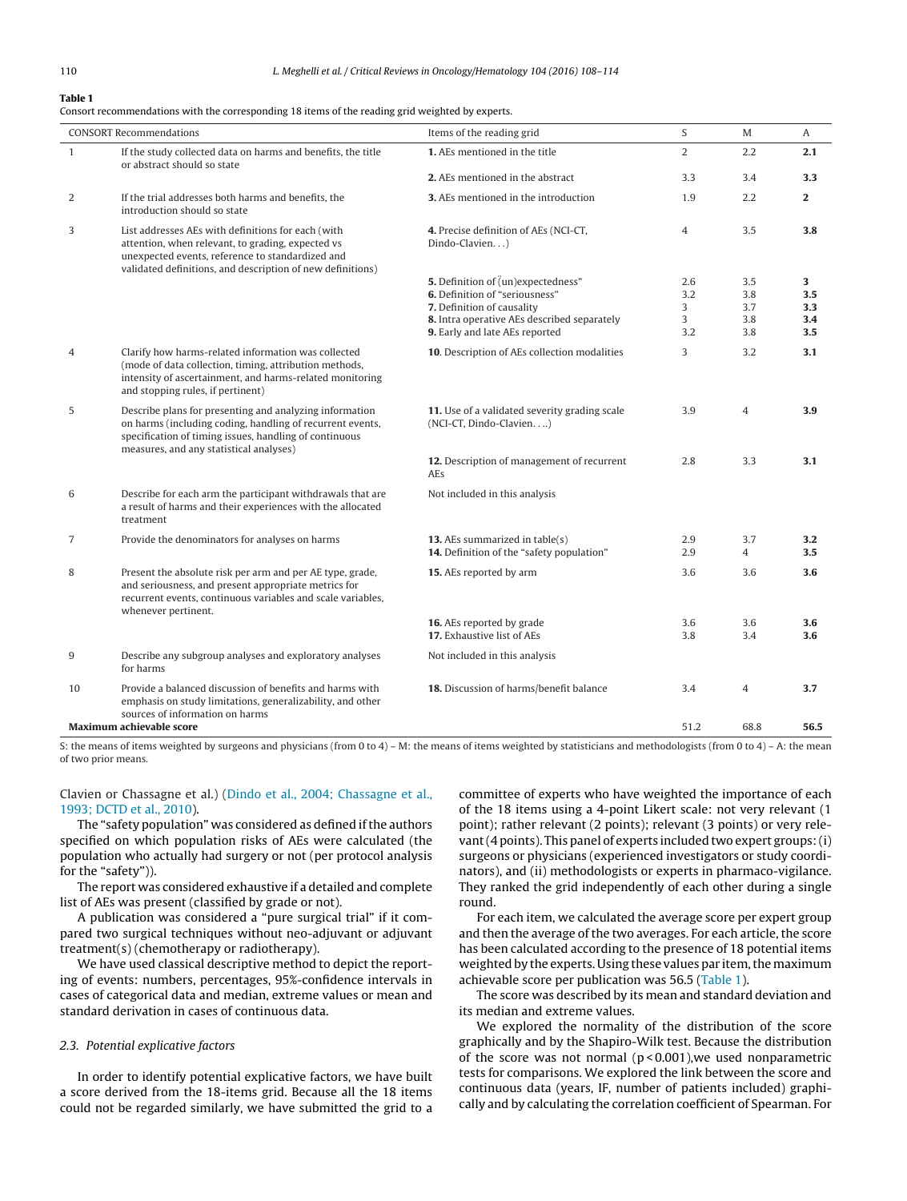**Table 1**
Consort recommendations with the corresponding 18 items of the reading grid weighted by experts.

| | CONSORT Recommendations | Items of the reading grid | S | M | A |
|---|---|---|---|---|---|
| 1 | If the study collected data on harms and benefits, the title or abstract should so state | **1.** AEs mentioned in the title | 2 | 2.2 | **2.1** |
| | | **2.** AEs mentioned in the abstract | 3.3 | 3.4 | **3.3** |
| 2 | If the trial addresses both harms and benefits, the introduction should so state | **3.** AEs mentioned in the introduction | 1.9 | 2.2 | **2** |
| 3 | List addresses AEs with definitions for each (with attention, when relevant, to grading, expected vs unexpected events, reference to standardized and validated definitions, and description of new definitions) | **4.** Precise definition of AEs (NCI-CT, Dindo-Clavien...) | 4 | 3.5 | **3.8** |
| | | **5.** Definition of "(un)expectedness" | 2.6 | 3.5 | **3** |
| | | **6.** Definition of "seriousness" | 3.2 | 3.8 | **3.5** |
| | | **7.** Definition of causality | 3 | 3.7 | **3.3** |
| | | **8.** Intra operative AEs described separately | 3 | 3.8 | **3.4** |
| | | **9.** Early and late AEs reported | 3.2 | 3.8 | **3.5** |
| 4 | Clarify how harms-related information was collected (mode of data collection, timing, attribution methods, intensity of ascertainment, and harms-related monitoring and stopping rules, if pertinent) | **10**. Description of AEs collection modalities | 3 | 3.2 | **3.1** |
| 5 | Describe plans for presenting and analyzing information on harms (including coding, handling of recurrent events, specification of timing issues, handling of continuous measures, and any statistical analyses) | **11.** Use of a validated severity grading scale (NCI-CT, Dindo-Clavien....) | 3.9 | 4 | **3.9** |
| | | **12.** Description of management of recurrent AEs | 2.8 | 3.3 | **3.1** |
| 6 | Describe for each arm the participant withdrawals that are a result of harms and their experiences with the allocated treatment | Not included in this analysis | | | |
| 7 | Provide the denominators for analyses on harms | **13.** AEs summarized in table(s) | 2.9 | 3.7 | **3.2** |
| | | **14.** Definition of the "safety population" | 2.9 | 4 | **3.5** |
| 8 | Present the absolute risk per arm and per AE type, grade, and seriousness, and present appropriate metrics for recurrent events, continuous variables and scale variables, whenever pertinent. | **15.** AEs reported by arm | 3.6 | 3.6 | **3.6** |
| | | **16.** AEs reported by grade | 3.6 | 3.6 | **3.6** |
| | | **17.** Exhaustive list of AEs | 3.8 | 3.4 | **3.6** |
| 9 | Describe any subgroup analyses and exploratory analyses for harms | Not included in this analysis | | | |
| 10 | Provide a balanced discussion of benefits and harms with emphasis on study limitations, generalizability, and other sources of information on harms | **18.** Discussion of harms/benefit balance | 3.4 | 4 | **3.7** |
| **Maximum achievable score** | | | 51.2 | 68.8 | **56.5** |

S: the means of items weighted by surgeons and physicians (from 0 to 4) – M: the means of items weighted by statisticians and methodologists (from 0 to 4) – A: the mean of two prior means.

Clavien or Chassagne et al.) (Dindo et al., 2004; Chassagne et al., 1993; DCTD et al., 2010).

The "safety population" was considered as defined if the authors specified on which population risks of AEs were calculated (the population who actually had surgery or not (per protocol analysis for the "safety")).

The report was considered exhaustive if a detailed and complete list of AEs was present (classified by grade or not).

A publication was considered a "pure surgical trial" if it compared two surgical techniques without neo-adjuvant or adjuvant treatment(s) (chemotherapy or radiotherapy).

We have used classical descriptive method to depict the reporting of events: numbers, percentages, 95%-confidence intervals in cases of categorical data and median, extreme values or mean and standard derivation in cases of continuous data.

### 2.3. Potential explicative factors

In order to identify potential explicative factors, we have built a score derived from the 18-items grid. Because all the 18 items could not be regarded similarly, we have submitted the grid to a committee of experts who have weighted the importance of each of the 18 items using a 4-point Likert scale: not very relevant (1 point); rather relevant (2 points); relevant (3 points) or very relevant (4 points). This panel of experts included two expert groups: (i) surgeons or physicians (experienced investigators or study coordinators), and (ii) methodologists or experts in pharmaco-vigilance. They ranked the grid independently of each other during a single round.

For each item, we calculated the average score per expert group and then the average of the two averages. For each article, the score has been calculated according to the presence of 18 potential items weighted by the experts. Using these values par item, the maximum achievable score per publication was 56.5 (Table 1).

The score was described by its mean and standard deviation and its median and extreme values.

We explored the normality of the distribution of the score graphically and by the Shapiro-Wilk test. Because the distribution of the score was not normal ($p < 0.001$),we used nonparametric tests for comparisons. We explored the link between the score and continuous data (years, IF, number of patients included) graphically and by calculating the correlation coefficient of Spearman. For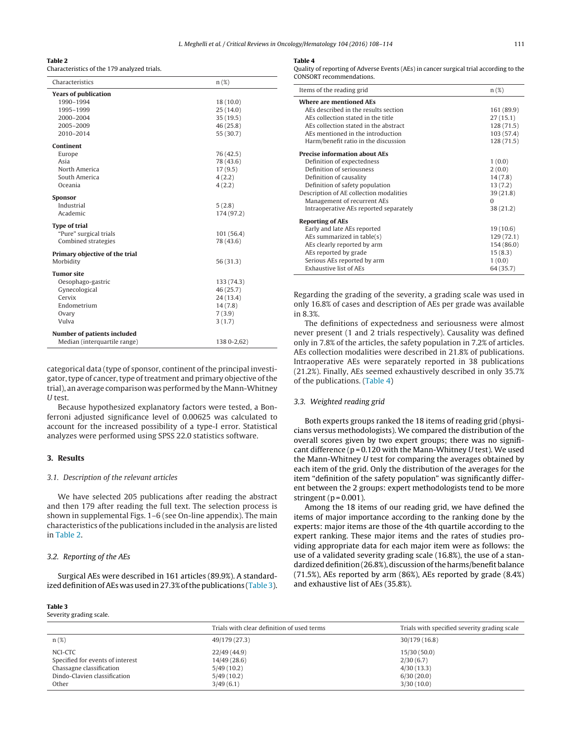**Table 2**
Characteristics of the 179 analyzed trials.

| Characteristics | n (%) |
|---|---|
| **Years of publication** | |
| 1990–1994 | 18 (10.0) |
| 1995–1999 | 25 (14.0) |
| 2000–2004 | 35 (19.5) |
| 2005–2009 | 46 (25.8) |
| 2010–2014 | 55 (30.7) |
| **Continent** | |
| Europe | 76 (42.5) |
| Asia | 78 (43.6) |
| North America | 17 (9.5) |
| South America | 4 (2.2) |
| Oceania | 4 (2.2) |
| **Sponsor** | |
| Industrial | 5 (2.8) |
| Academic | 174 (97.2) |
| **Type of trial** | |
| "Pure" surgical trials | 101 (56.4) |
| Combined strategies | 78 (43.6) |
| **Primary objective of the trial** | |
| Morbidity | 56 (31.3) |
| **Tumor site** | |
| Oesophago-gastric | 133 (74.3) |
| Gynecological | 46 (25.7) |
| Cervix | 24 (13.4) |
| Endometrium | 14 (7.8) |
| Ovary | 7 (3.9) |
| Vulva | 3 (1.7) |
| **Number of patients included** | |
| Median (interquartile range) | 138 0-2,62) |

categorical data (type of sponsor, continent of the principal investigator, type of cancer, type of treatment and primary objective of the trial), an average comparison was performed by the Mann-Whitney *U* test.

Because hypothesized explanatory factors were tested, a Bonferroni adjusted significance level of 0.00625 was calculated to account for the increased possibility of a type-I error. Statistical analyzes were performed using SPSS 22.0 statistics software.

## 3. Results

### 3.1. Description of the relevant articles

We have selected 205 publications after reading the abstract and then 179 after reading the full text. The selection process is shown in supplemental Figs. 1–6 (see On-line appendix). The main characteristics of the publications included in the analysis are listed in Table 2.

### 3.2. Reporting of the AEs

Surgical AEs were described in 161 articles (89.9%). A standardized definition of AEs was used in 27.3% of the publications (Table 3).

**Table 4**
Quality of reporting of Adverse Events (AEs) in cancer surgical trial according to the CONSORT recommendations.

| Items of the reading grid | n (%) |
|---|---|
| **Where are mentioned AEs** | |
| AEs described in the results section | 161 (89.9) |
| AEs collection stated in the title | 27 (15.1) |
| AEs collection stated in the abstract | 128 (71.5) |
| AEs mentioned in the introduction | 103 (57.4) |
| Harm/benefit ratio in the discussion | 128 (71.5) |
| **Precise information about AEs** | |
| Definition of expectedness | 1 (0.0) |
| Definition of seriousness | 2 (0.0) |
| Definition of causality | 14 (7.8) |
| Definition of safety population | 13 (7.2) |
| Description of AE collection modalities | 39 (21.8) |
| Management of recurrent AEs | 0 |
| Intraoperative AEs reported separately | 38 (21.2) |
| **Reporting of AEs** | |
| Early and late AEs reported | 19 (10.6) |
| AEs summarized in table(s) | 129 (72.1) |
| AEs clearly reported by arm | 154 (86.0) |
| AEs reported by grade | 15 (8.3) |
| Serious AEs reported by arm | 1 (0.0) |
| Exhaustive list of AEs | 64 (35.7) |

Regarding the grading of the severity, a grading scale was used in only 16.8% of cases and description of AEs per grade was available in 8.3%.

The definitions of expectedness and seriousness were almost never present (1 and 2 trials respectively). Causality was defined only in 7.8% of the articles, the safety population in 7.2% of articles. AEs collection modalities were described in 21.8% of publications. Intraoperative AEs were separately reported in 38 publications (21.2%). Finally, AEs seemed exhaustively described in only 35.7% of the publications. (Table 4)

### 3.3. Weighted reading grid

Both experts groups ranked the 18 items of reading grid (physicians versus methodologists). We compared the distribution of the overall scores given by two expert groups; there was no significant difference ($p = 0.120$ with the Mann-Whitney *U* test). We used the Mann-Whitney *U* test for comparing the averages obtained by each item of the grid. Only the distribution of the averages for the item "definition of the safety population" was significantly different between the 2 groups: expert methodologists tend to be more stringent ($p = 0.001$).

Among the 18 items of our reading grid, we have defined the items of major importance according to the ranking done by the experts: major items are those of the 4th quartile according to the expert ranking. These major items and the rates of studies providing appropriate data for each major item were as follows: the use of a validated severity grading scale (16.8%), the use of a standardized definition (26.8%), discussion of the harms/benefit balance (71.5%), AEs reported by arm (86%), AEs reported by grade (8.4%) and exhaustive list of AEs (35.8%).

**Table 3**
Severity grading scale.

| | Trials with clear definition of used terms | Trials with specified severity grading scale |
|---|---|---|
| n (%) | 49/179 (27.3) | 30/179 (16.8) |
| NCI-CTC | 22/49 (44.9) | 15/30 (50.0) |
| Specified for events of interest | 14/49 (28.6) | 2/30 (6.7) |
| Chassagne classification | 5/49 (10.2) | 4/30 (13.3) |
| Dindo-Clavien classification | 5/49 (10.2) | 6/30 (20.0) |
| Other | 3/49 (6.1) | 3/30 (10.0) |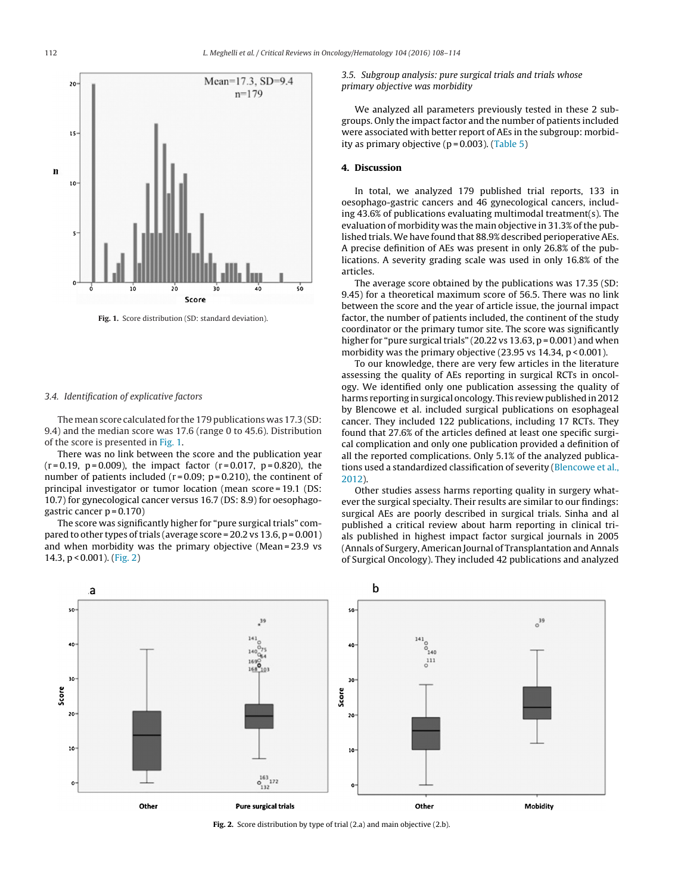Fig. 1. Score distribution (SD: standard deviation).

### 3.4. Identification of explicative factors

The mean score calculated for the 179 publications was 17.3 (SD: 9.4) and the median score was 17.6 (range 0 to 45.6). Distribution of the score is presented in Fig. 1.

There was no link between the score and the publication year (r = 0.19, p = 0.009), the impact factor (r = 0.017, p = 0.820), the number of patients included (r = 0.09; p = 0.210), the continent of principal investigator or tumor location (mean score = 19.1 (DS: 10.7) for gynecological cancer versus 16.7 (DS: 8.9) for oesophago-gastric cancer p = 0.170)

The score was significantly higher for "pure surgical trials" compared to other types of trials (average score = 20.2 vs 13.6, p = 0.001) and when morbidity was the primary objective (Mean = 23.9 vs 14.3, p < 0.001). (Fig. 2)

### 3.5. Subgroup analysis: pure surgical trials and trials whose primary objective was morbidity

We analyzed all parameters previously tested in these 2 subgroups. Only the impact factor and the number of patients included were associated with better report of AEs in the subgroup: morbidity as primary objective (p = 0.003). (Table 5)

## 4. Discussion

In total, we analyzed 179 published trial reports, 133 in oesophago-gastric cancers and 46 gynecological cancers, including 43.6% of publications evaluating multimodal treatment(s). The evaluation of morbidity was the main objective in 31.3% of the published trials. We have found that 88.9% described perioperative AEs. A precise definition of AEs was present in only 26.8% of the publications. A severity grading scale was used in only 16.8% of the articles.

The average score obtained by the publications was 17.35 (SD: 9.45) for a theoretical maximum score of 56.5. There was no link between the score and the year of article issue, the journal impact factor, the number of patients included, the continent of the study coordinator or the primary tumor site. The score was significantly higher for "pure surgical trials" (20.22 vs 13.63, p = 0.001) and when morbidity was the primary objective (23.95 vs 14.34, p < 0.001).

To our knowledge, there are very few articles in the literature assessing the quality of AEs reporting in surgical RCTs in oncology. We identified only one publication assessing the quality of harms reporting in surgical oncology. This review published in 2012 by Blencowe et al. included surgical publications on esophageal cancer. They included 122 publications, including 17 RCTs. They found that 27.6% of the articles defined at least one specific surgical complication and only one publication provided a definition of all the reported complications. Only 5.1% of the analyzed publications used a standardized classification of severity (Blencowe et al., 2012).

Other studies assess harms reporting quality in surgery whatever the surgical specialty. Their results are similar to our findings: surgical AEs are poorly described in surgical trials. Sinha and al published a critical review about harm reporting in clinical trials published in highest impact factor surgical journals in 2005 (Annals of Surgery, American Journal of Transplantation and Annals of Surgical Oncology). They included 42 publications and analyzed

Fig. 2. Score distribution by type of trial (2.a) and main objective (2.b).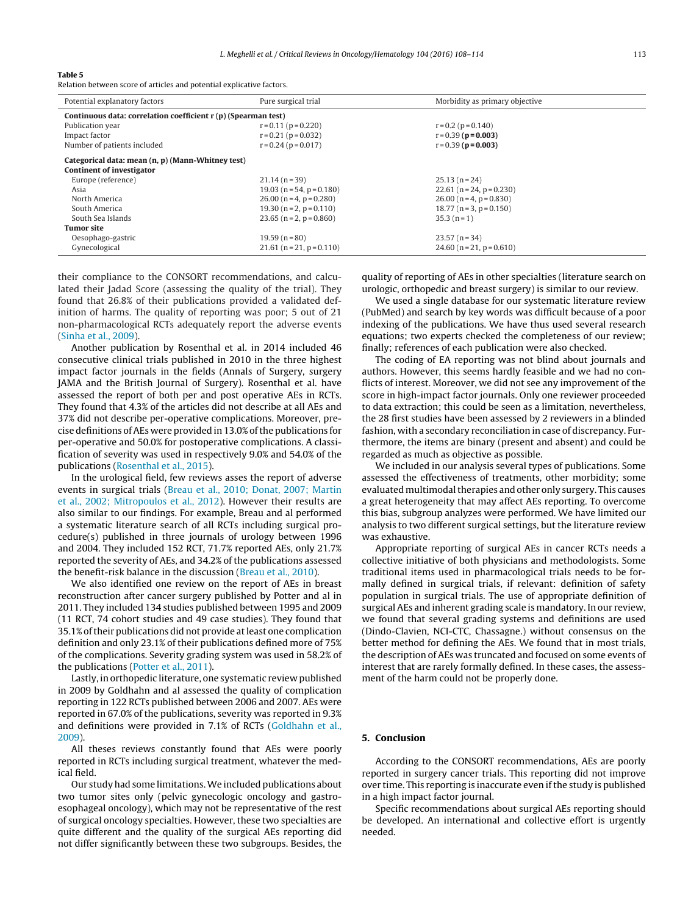**Table 5**
Relation between score of articles and potential explicative factors.

| Potential explanatory factors | Pure surgical trial | Morbidity as primary objective |
|---|---|---|
| **Continuous data: correlation coefficient r (p) (Spearman test)** | | |
| Publication year | r = 0.11 (p = 0.220) | r = 0.2 (p = 0.140) |
| Impact factor | r = 0.21 (p = 0.032) | r = 0.39 (**p = 0.003**) |
| Number of patients included | r = 0.24 (p = 0.017) | r = 0.39 (**p = 0.003**) |
| **Categorical data: mean (n, p) (Mann-Whitney test)** | | |
| **Continent of investigator** | | |
| Europe (reference) | 21.14 (n = 39) | 25.13 (n = 24) |
| Asia | 19.03 (n = 54, p = 0.180) | 22.61 (n = 24, p = 0.230) |
| North America | 26.00 (n = 4, p = 0.280) | 26.00 (n = 4, p = 0.830) |
| South America | 19.30 (n = 2, p = 0.110) | 18.77 (n = 3, p = 0.150) |
| South Sea Islands | 23.65 (n = 2, p = 0.860) | 35.3 (n = 1) |
| **Tumor site** | | |
| Oesophago-gastric | 19.59 (n = 80) | 23.57 (n = 34) |
| Gynecological | 21.61 (n = 21, p = 0.110) | 24.60 (n = 21, p = 0.610) |

their compliance to the CONSORT recommendations, and calculated their Jadad Score (assessing the quality of the trial). They found that 26.8% of their publications provided a validated definition of harms. The quality of reporting was poor; 5 out of 21 non-pharmacological RCTs adequately report the adverse events (Sinha et al., 2009).

Another publication by Rosenthal et al. in 2014 included 46 consecutive clinical trials published in 2010 in the three highest impact factor journals in the fields (Annals of Surgery, surgery JAMA and the British Journal of Surgery). Rosenthal et al. have assessed the report of both per and post operative AEs in RCTs. They found that 4.3% of the articles did not describe at all AEs and 37% did not describe per-operative complications. Moreover, precise definitions of AEs were provided in 13.0% of the publications for per-operative and 50.0% for postoperative complications. A classification of severity was used in respectively 9.0% and 54.0% of the publications (Rosenthal et al., 2015).

In the urological field, few reviews asses the report of adverse events in surgical trials (Breau et al., 2010; Donat, 2007; Martin et al., 2002; Mitropoulos et al., 2012). However their results are also similar to our findings. For example, Breau and al performed a systematic literature search of all RCTs including surgical procedure(s) published in three journals of urology between 1996 and 2004. They included 152 RCT, 71.7% reported AEs, only 21.7% reported the severity of AEs, and 34.2% of the publications assessed the benefit-risk balance in the discussion (Breau et al., 2010).

We also identified one review on the report of AEs in breast reconstruction after cancer surgery published by Potter and al in 2011. They included 134 studies published between 1995 and 2009 (11 RCT, 74 cohort studies and 49 case studies). They found that 35.1% of their publications did not provide at least one complication definition and only 23.1% of their publications defined more of 75% of the complications. Severity grading system was used in 58.2% of the publications (Potter et al., 2011).

Lastly, in orthopedic literature, one systematic review published in 2009 by Goldhahn and al assessed the quality of complication reporting in 122 RCTs published between 2006 and 2007. AEs were reported in 67.0% of the publications, severity was reported in 9.3% and definitions were provided in 7.1% of RCTs (Goldhahn et al., 2009).

All theses reviews constantly found that AEs were poorly reported in RCTs including surgical treatment, whatever the medical field.

Our study had some limitations. We included publications about two tumor sites only (pelvic gynecologic oncology and gastro-esophageal oncology), which may not be representative of the rest of surgical oncology specialties. However, these two specialties are quite different and the quality of the surgical AEs reporting did not differ significantly between these two subgroups. Besides, the quality of reporting of AEs in other specialties (literature search on urologic, orthopedic and breast surgery) is similar to our review.

We used a single database for our systematic literature review (PubMed) and search by key words was difficult because of a poor indexing of the publications. We have thus used several research equations; two experts checked the completeness of our review; finally; references of each publication were also checked.

The coding of EA reporting was not blind about journals and authors. However, this seems hardly feasible and we had no conflicts of interest. Moreover, we did not see any improvement of the score in high-impact factor journals. Only one reviewer proceeded to data extraction; this could be seen as a limitation, nevertheless, the 28 first studies have been assessed by 2 reviewers in a blinded fashion, with a secondary reconciliation in case of discrepancy. Furthermore, the items are binary (present and absent) and could be regarded as much as objective as possible.

We included in our analysis several types of publications. Some assessed the effectiveness of treatments, other morbidity; some evaluated multimodal therapies and other only surgery. This causes a great heterogeneity that may affect AEs reporting. To overcome this bias, subgroup analyzes were performed. We have limited our analysis to two different surgical settings, but the literature review was exhaustive.

Appropriate reporting of surgical AEs in cancer RCTs needs a collective initiative of both physicians and methodologists. Some traditional items used in pharmacological trials needs to be formally defined in surgical trials, if relevant: definition of safety population in surgical trials. The use of appropriate definition of surgical AEs and inherent grading scale is mandatory. In our review, we found that several grading systems and definitions are used (Dindo-Clavien, NCI-CTC, Chassagne.) without consensus on the better method for defining the AEs. We found that in most trials, the description of AEs was truncated and focused on some events of interest that are rarely formally defined. In these cases, the assessment of the harm could not be properly done.

## 5. Conclusion

According to the CONSORT recommendations, AEs are poorly reported in surgery cancer trials. This reporting did not improve over time. This reporting is inaccurate even if the study is published in a high impact factor journal.

Specific recommendations about surgical AEs reporting should be developed. An international and collective effort is urgently needed.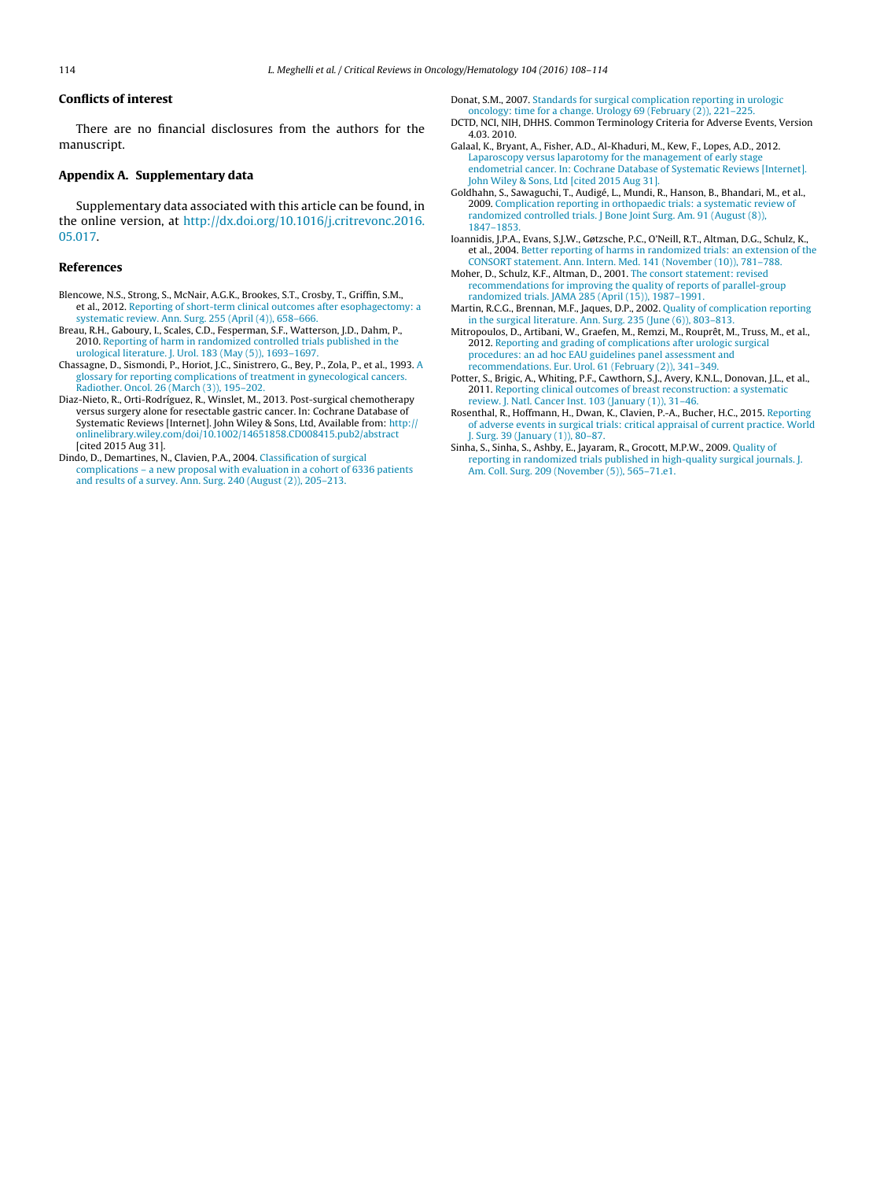## Conflicts of interest

There are no financial disclosures from the authors for the manuscript.

## Appendix A. Supplementary data

Supplementary data associated with this article can be found, in the online version, at http://dx.doi.org/10.1016/j.critrevonc.2016.05.017.

## References

Blencowe, N.S., Strong, S., McNair, A.G.K., Brookes, S.T., Crosby, T., Griffin, S.M., et al., 2012. Reporting of short-term clinical outcomes after esophagectomy: a systematic review. Ann. Surg. 255 (April (4)), 658–666.

Breau, R.H., Gaboury, I., Scales, C.D., Fesperman, S.F., Watterson, J.D., Dahm, P., 2010. Reporting of harm in randomized controlled trials published in the urological literature. J. Urol. 183 (May (5)), 1693–1697.

Chassagne, D., Sismondi, P., Horiot, J.C., Sinistrero, G., Bey, P., Zola, P., et al., 1993. A glossary for reporting complications of treatment in gynecological cancers. Radiother. Oncol. 26 (March (3)), 195–202.

Diaz-Nieto, R., Orti-Rodríguez, R., Winslet, M., 2013. Post-surgical chemotherapy versus surgery alone for resectable gastric cancer. In: Cochrane Database of Systematic Reviews [Internet]. John Wiley & Sons, Ltd, Available from: http://onlinelibrary.wiley.com/doi/10.1002/14651858.CD008415.pub2/abstract [cited 2015 Aug 31].

Dindo, D., Demartines, N., Clavien, P.A., 2004. Classification of surgical complications – a new proposal with evaluation in a cohort of 6336 patients and results of a survey. Ann. Surg. 240 (August (2)), 205–213.

Donat, S.M., 2007. Standards for surgical complication reporting in urologic oncology: time for a change. Urology 69 (February (2)), 221–225.

DCTD, NCI, NIH, DHHS. Common Terminology Criteria for Adverse Events, Version 4.03. 2010.

Galaal, K., Bryant, A., Fisher, A.D., Al-Khaduri, M., Kew, F., Lopes, A.D., 2012. Laparoscopy versus laparotomy for the management of early stage endometrial cancer. In: Cochrane Database of Systematic Reviews [Internet]. John Wiley & Sons, Ltd [cited 2015 Aug 31].

Goldhahn, S., Sawaguchi, T., Audigé, L., Mundi, R., Hanson, B., Bhandari, M., et al., 2009. Complication reporting in orthopaedic trials: a systematic review of randomized controlled trials. J Bone Joint Surg. Am. 91 (August (8)), 1847–1853.

Ioannidis, J.P.A., Evans, S.J.W., Gøtzsche, P.C., O'Neill, R.T., Altman, D.G., Schulz, K., et al., 2004. Better reporting of harms in randomized trials: an extension of the CONSORT statement. Ann. Intern. Med. 141 (November (10)), 781–788.

Moher, D., Schulz, K.F., Altman, D., 2001. The consort statement: revised recommendations for improving the quality of reports of parallel-group randomized trials. JAMA 285 (April (15)), 1987–1991.

Martin, R.C.G., Brennan, M.F., Jaques, D.P., 2002. Quality of complication reporting in the surgical literature. Ann. Surg. 235 (June (6)), 803–813.

Mitropoulos, D., Artibani, W., Graefen, M., Remzi, M., Rouprêt, M., Truss, M., et al., 2012. Reporting and grading of complications after urologic surgical procedures: an ad hoc EAU guidelines panel assessment and recommendations. Eur. Urol. 61 (February (2)), 341–349.

Potter, S., Brigic, A., Whiting, P.F., Cawthorn, S.J., Avery, K.N.L., Donovan, J.L., et al., 2011. Reporting clinical outcomes of breast reconstruction: a systematic review. J. Natl. Cancer Inst. 103 (January (1)), 31–46.

Rosenthal, R., Hoffmann, H., Dwan, K., Clavien, P.-A., Bucher, H.C., 2015. Reporting of adverse events in surgical trials: critical appraisal of current practice. World J. Surg. 39 (January (1)), 80–87.

Sinha, S., Sinha, S., Ashby, E., Jayaram, R., Grocott, M.P.W., 2009. Quality of reporting in randomized trials published in high-quality surgical journals. J. Am. Coll. Surg. 209 (November (5)), 565–71.e1.